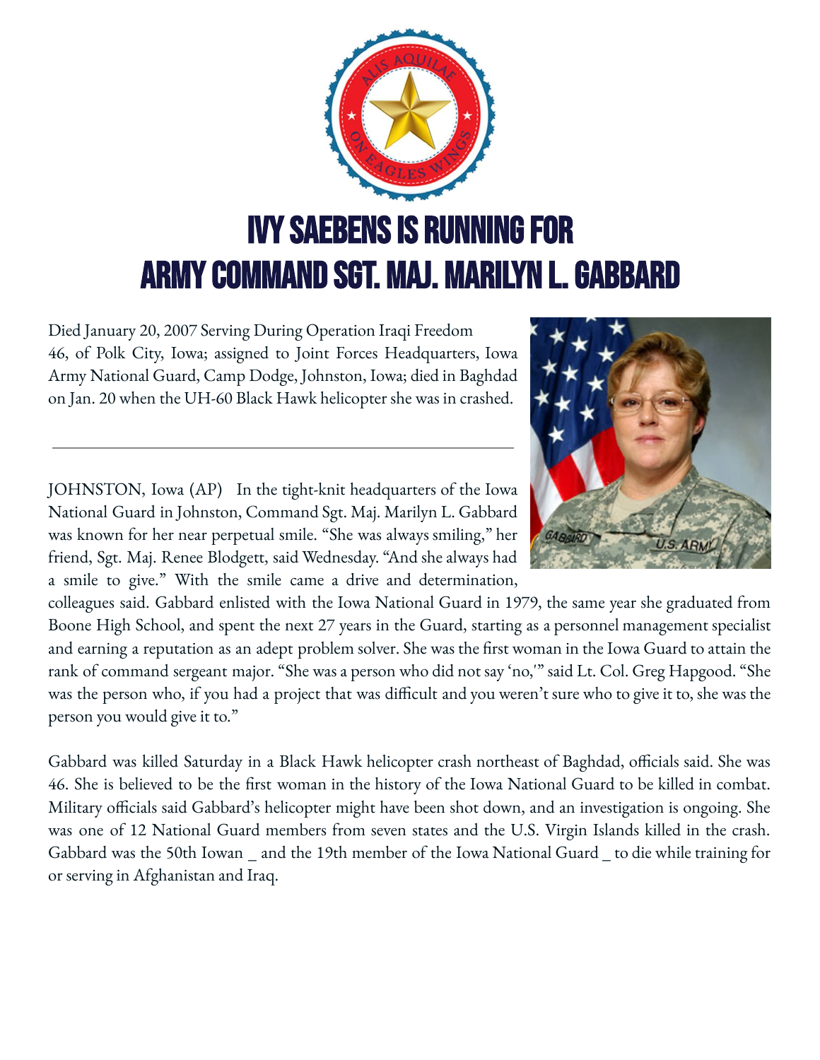# IVY SAEBENS IS RUNNING FOR ARMY COMMAND SGT. MAJ. MARILYN L. GABBARD

Died January 20, 2007 Serving During Operation Iraqi Freedom
46, of Polk City, Iowa; assigned to Joint Forces Headquarters, Iowa Army National Guard, Camp Dodge, Johnston, Iowa; died in Baghdad on Jan. 20 when the UH-60 Black Hawk helicopter she was in crashed.

---

JOHNSTON, Iowa (AP) In the tight-knit headquarters of the Iowa National Guard in Johnston, Command Sgt. Maj. Marilyn L. Gabbard was known for her near perpetual smile. "She was always smiling," her friend, Sgt. Maj. Renee Blodgett, said Wednesday. "And she always had a smile to give." With the smile came a drive and determination, colleagues said. Gabbard enlisted with the Iowa National Guard in 1979, the same year she graduated from Boone High School, and spent the next 27 years in the Guard, starting as a personnel management specialist and earning a reputation as an adept problem solver. She was the first woman in the Iowa Guard to attain the rank of command sergeant major. "She was a person who did not say 'no,'" said Lt. Col. Greg Hapgood. "She was the person who, if you had a project that was difficult and you weren't sure who to give it to, she was the person you would give it to."

Gabbard was killed Saturday in a Black Hawk helicopter crash northeast of Baghdad, officials said. She was 46. She is believed to be the first woman in the history of the Iowa National Guard to be killed in combat. Military officials said Gabbard's helicopter might have been shot down, and an investigation is ongoing. She was one of 12 National Guard members from seven states and the U.S. Virgin Islands killed in the crash. Gabbard was the 50th Iowan _ and the 19th member of the Iowa National Guard _ to die while training for or serving in Afghanistan and Iraq.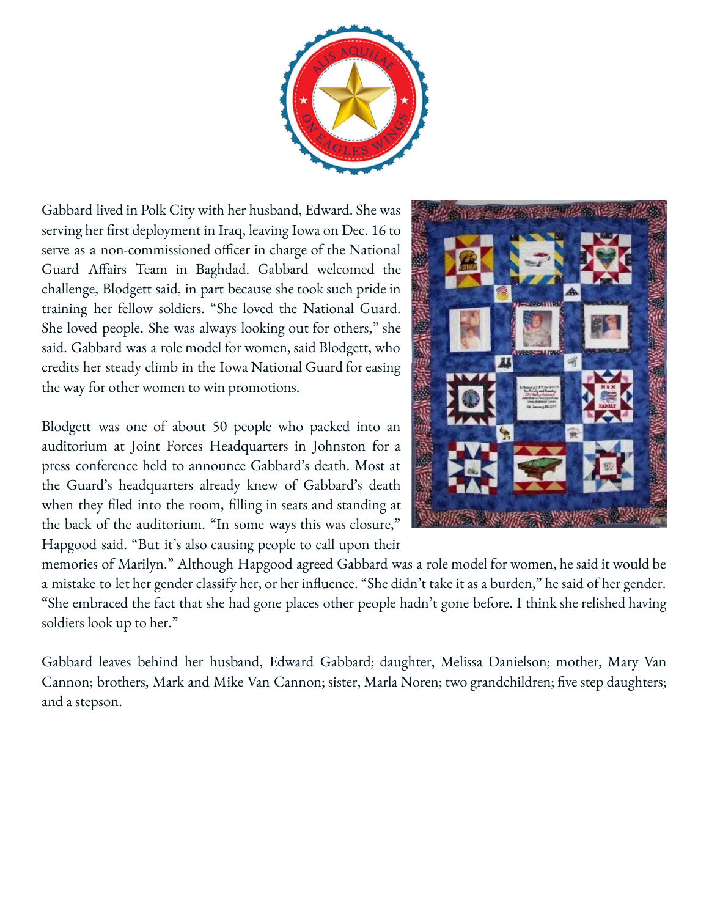Gabbard lived in Polk City with her husband, Edward. She was serving her first deployment in Iraq, leaving Iowa on Dec. 16 to serve as a non-commissioned officer in charge of the National Guard Affairs Team in Baghdad. Gabbard welcomed the challenge, Blodgett said, in part because she took such pride in training her fellow soldiers. "She loved the National Guard. She loved people. She was always looking out for others," she said. Gabbard was a role model for women, said Blodgett, who credits her steady climb in the Iowa National Guard for easing the way for other women to win promotions.

Blodgett was one of about 50 people who packed into an auditorium at Joint Forces Headquarters in Johnston for a press conference held to announce Gabbard's death. Most at the Guard's headquarters already knew of Gabbard's death when they filed into the room, filling in seats and standing at the back of the auditorium. "In some ways this was closure," Hapgood said. "But it's also causing people to call upon their memories of Marilyn." Although Hapgood agreed Gabbard was a role model for women, he said it would be a mistake to let her gender classify her, or her influence. "She didn't take it as a burden," he said of her gender. "She embraced the fact that she had gone places other people hadn't gone before. I think she relished having soldiers look up to her."

Gabbard leaves behind her husband, Edward Gabbard; daughter, Melissa Danielson; mother, Mary Van Cannon; brothers, Mark and Mike Van Cannon; sister, Marla Noren; two grandchildren; five step daughters; and a stepson.